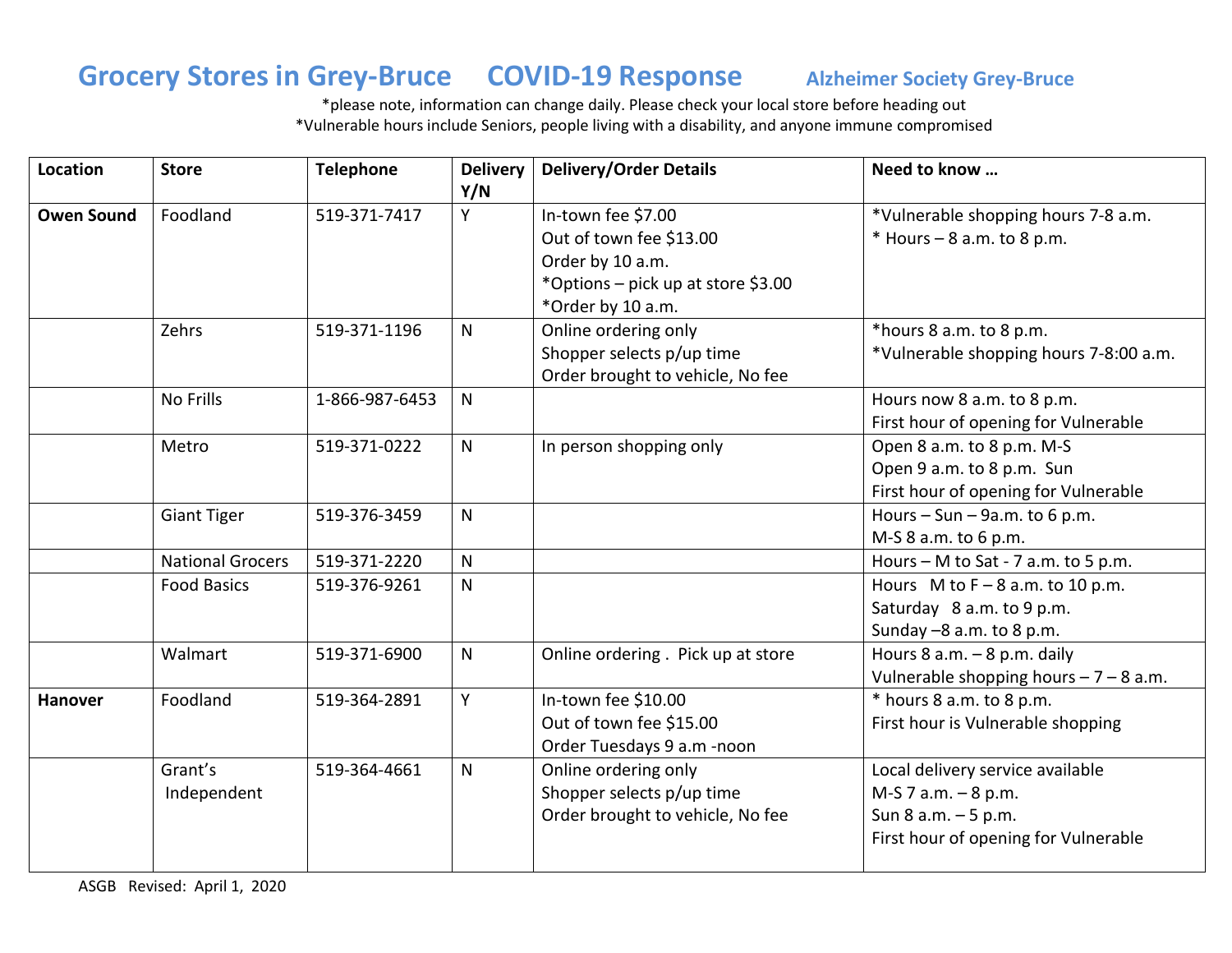# Grocery Stores in Grey-Bruce COVID-19 Response

### Alzheimer Society Grey-Bruce

*please note, information can change daily. Please check your local store before heading out
*Vulnerable hours include Seniors, people living with a disability, and anyone immune compromised

| Location | Store | Telephone | Delivery Y/N | Delivery/Order Details | Need to know … |
|---|---|---|---|---|---|
| **Owen Sound** | Foodland | 519-371-7417 | Y | In-town fee $7.00<br>Out of town fee $13.00<br>Order by 10 a.m.<br>*Options – pick up at store $3.00<br>*Order by 10 a.m. | *Vulnerable shopping hours 7-8 a.m.<br>* Hours – 8 a.m. to 8 p.m. |
| | Zehrs | 519-371-1196 | N | Online ordering only<br>Shopper selects p/up time<br>Order brought to vehicle, No fee | *hours 8 a.m. to 8 p.m.<br>*Vulnerable shopping hours 7-8:00 a.m. |
| | No Frills | 1-866-987-6453 | N | | Hours now 8 a.m. to 8 p.m.<br>First hour of opening for Vulnerable |
| | Metro | 519-371-0222 | N | In person shopping only | Open 8 a.m. to 8 p.m. M-S<br>Open 9 a.m. to 8 p.m. Sun<br>First hour of opening for Vulnerable |
| | Giant Tiger | 519-376-3459 | N | | Hours – Sun – 9a.m. to 6 p.m.<br>M-S 8 a.m. to 6 p.m. |
| | National Grocers | 519-371-2220 | N | | Hours – M to Sat - 7 a.m. to 5 p.m. |
| | Food Basics | 519-376-9261 | N | | Hours M to F – 8 a.m. to 10 p.m.<br>Saturday 8 a.m. to 9 p.m.<br>Sunday –8 a.m. to 8 p.m. |
| | Walmart | 519-371-6900 | N | Online ordering . Pick up at store | Hours 8 a.m. – 8 p.m. daily<br>Vulnerable shopping hours – 7 – 8 a.m. |
| **Hanover** | Foodland | 519-364-2891 | Y | In-town fee $10.00<br>Out of town fee $15.00<br>Order Tuesdays 9 a.m -noon | * hours 8 a.m. to 8 p.m.<br>First hour is Vulnerable shopping |
| | Grant's Independent | 519-364-4661 | N | Online ordering only<br>Shopper selects p/up time<br>Order brought to vehicle, No fee | Local delivery service available<br>M-S 7 a.m. – 8 p.m.<br>Sun 8 a.m. – 5 p.m.<br>First hour of opening for Vulnerable |

ASGB Revised: April 1, 2020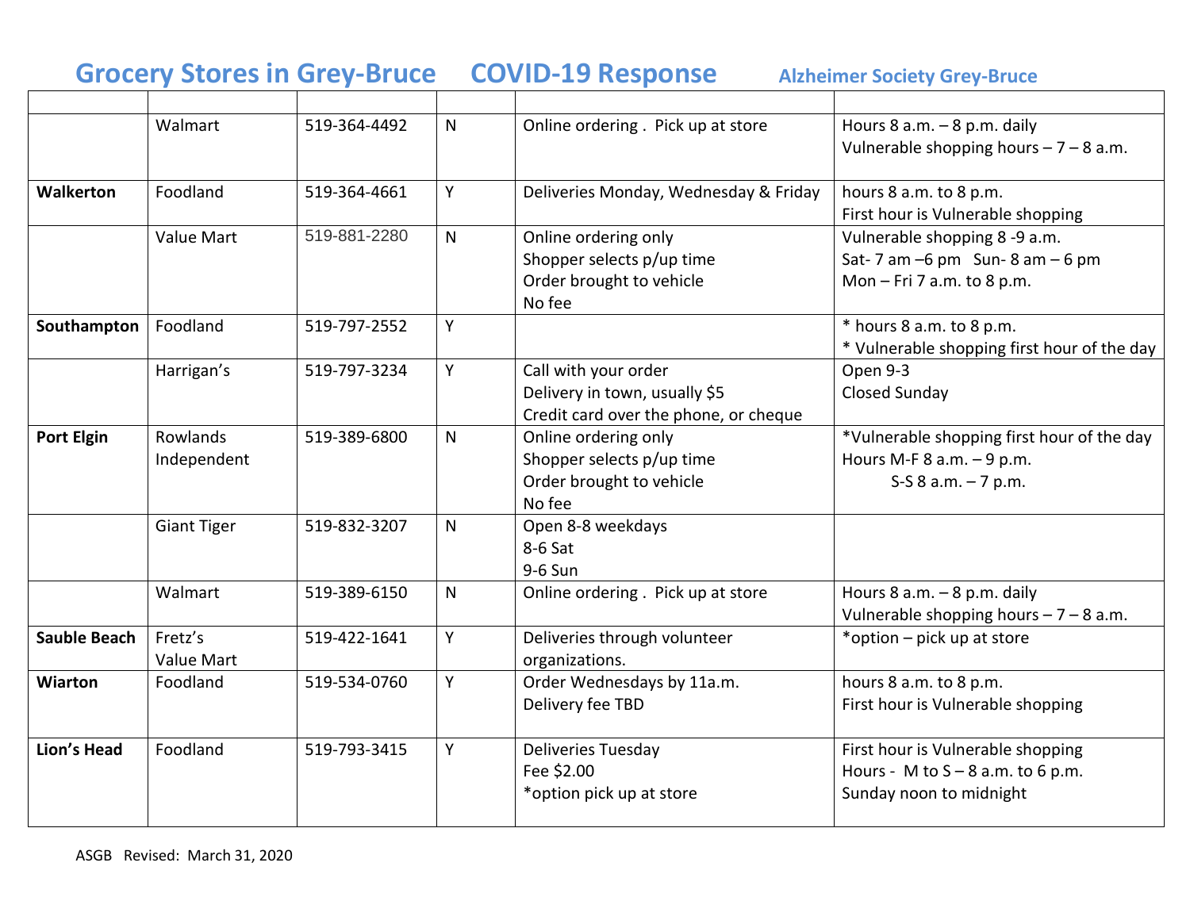# Grocery Stores in Grey-Bruce    COVID-19 Response    Alzheimer Society Grey-Bruce

| | | | | | |
|---|---|---|---|---|---|
| | Walmart | 519-364-4492 | N | Online ordering . Pick up at store | Hours 8 a.m. – 8 p.m. daily<br>Vulnerable shopping hours – 7 – 8 a.m. |
| **Walkerton** | Foodland | 519-364-4661 | Y | Deliveries Monday, Wednesday & Friday | hours 8 a.m. to 8 p.m.<br>First hour is Vulnerable shopping |
| | Value Mart | 519-881-2280 | N | Online ordering only<br>Shopper selects p/up time<br>Order brought to vehicle<br>No fee | Vulnerable shopping 8 -9 a.m.<br>Sat- 7 am –6 pm Sun- 8 am – 6 pm<br>Mon – Fri 7 a.m. to 8 p.m. |
| **Southampton** | Foodland | 519-797-2552 | Y | | * hours 8 a.m. to 8 p.m.<br>* Vulnerable shopping first hour of the day |
| | Harrigan's | 519-797-3234 | Y | Call with your order<br>Delivery in town, usually $5<br>Credit card over the phone, or cheque | Open 9-3<br>Closed Sunday |
| **Port Elgin** | Rowlands Independent | 519-389-6800 | N | Online ordering only<br>Shopper selects p/up time<br>Order brought to vehicle<br>No fee | *Vulnerable shopping first hour of the day<br>Hours M-F 8 a.m. – 9 p.m.<br>S-S 8 a.m. – 7 p.m. |
| | Giant Tiger | 519-832-3207 | N | Open 8-8 weekdays<br>8-6 Sat<br>9-6 Sun | |
| | Walmart | 519-389-6150 | N | Online ordering . Pick up at store | Hours 8 a.m. – 8 p.m. daily<br>Vulnerable shopping hours – 7 – 8 a.m. |
| **Sauble Beach** | Fretz's Value Mart | 519-422-1641 | Y | Deliveries through volunteer organizations. | *option – pick up at store |
| **Wiarton** | Foodland | 519-534-0760 | Y | Order Wednesdays by 11a.m.<br>Delivery fee TBD | hours 8 a.m. to 8 p.m.<br>First hour is Vulnerable shopping |
| **Lion's Head** | Foodland | 519-793-3415 | Y | Deliveries Tuesday<br>Fee $2.00<br>*option pick up at store | First hour is Vulnerable shopping<br>Hours - M to S – 8 a.m. to 6 p.m.<br>Sunday noon to midnight |

ASGB Revised: March 31, 2020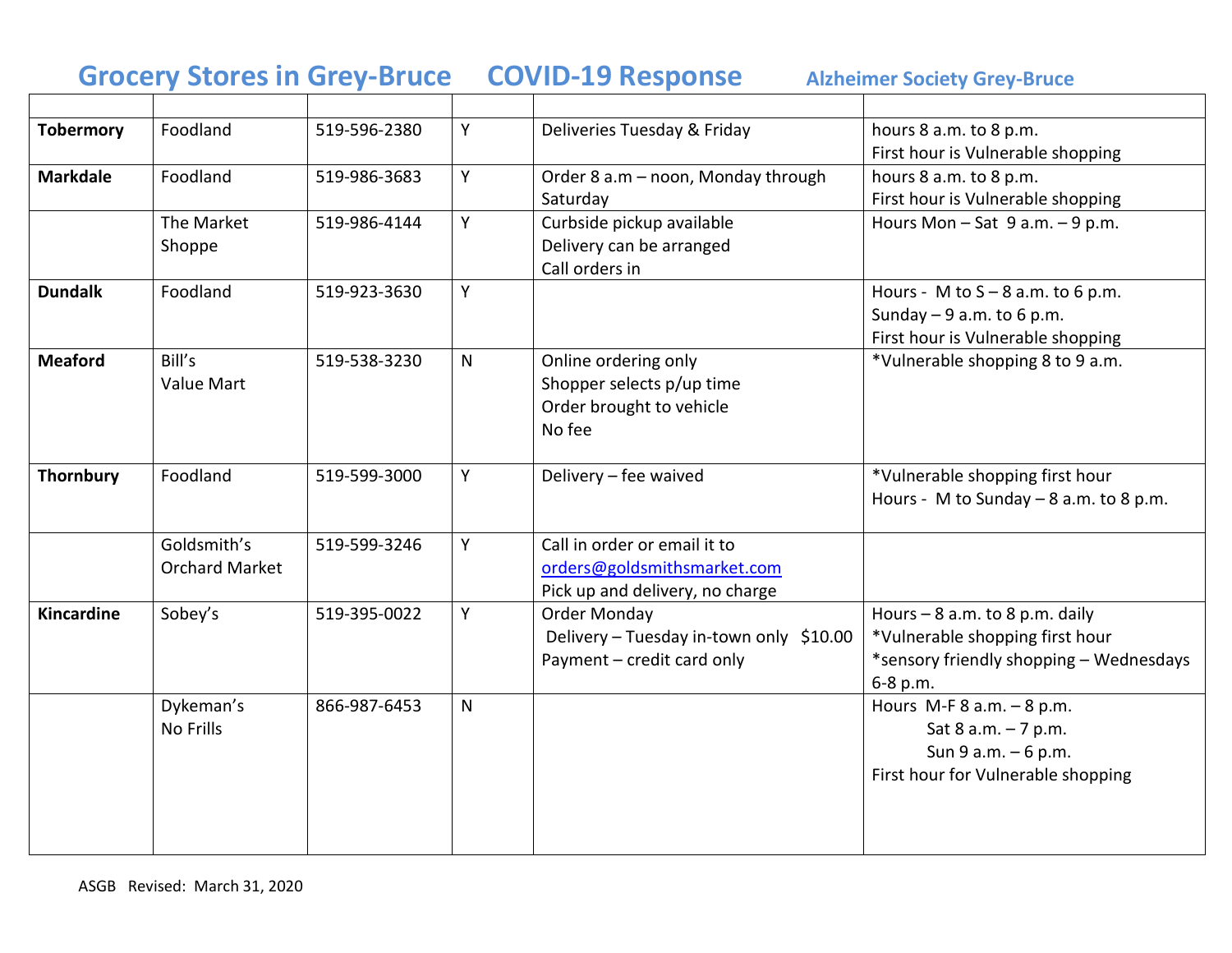# Grocery Stores in Grey-Bruce COVID-19 Response

Alzheimer Society Grey-Bruce

| | | | | | |
|---|---|---|---|---|---|
| **Tobermory** | Foodland | 519-596-2380 | Y | Deliveries Tuesday & Friday | hours 8 a.m. to 8 p.m.<br>First hour is Vulnerable shopping |
| **Markdale** | Foodland | 519-986-3683 | Y | Order 8 a.m – noon, Monday through Saturday | hours 8 a.m. to 8 p.m.<br>First hour is Vulnerable shopping |
| | The Market Shoppe | 519-986-4144 | Y | Curbside pickup available<br>Delivery can be arranged<br>Call orders in | Hours Mon – Sat 9 a.m. – 9 p.m. |
| **Dundalk** | Foodland | 519-923-3630 | Y | | Hours - M to S – 8 a.m. to 6 p.m.<br>Sunday – 9 a.m. to 6 p.m.<br>First hour is Vulnerable shopping |
| **Meaford** | Bill's Value Mart | 519-538-3230 | N | Online ordering only<br>Shopper selects p/up time<br>Order brought to vehicle<br>No fee | *Vulnerable shopping 8 to 9 a.m. |
| **Thornbury** | Foodland | 519-599-3000 | Y | Delivery – fee waived | *Vulnerable shopping first hour<br>Hours - M to Sunday – 8 a.m. to 8 p.m. |
| | Goldsmith's Orchard Market | 519-599-3246 | Y | Call in order or email it to orders@goldsmithsmarket.com<br>Pick up and delivery, no charge | |
| **Kincardine** | Sobey's | 519-395-0022 | Y | Order Monday<br>Delivery – Tuesday in-town only $10.00<br>Payment – credit card only | Hours – 8 a.m. to 8 p.m. daily<br>*Vulnerable shopping first hour<br>*sensory friendly shopping – Wednesdays 6-8 p.m. |
| | Dykeman's No Frills | 866-987-6453 | N | | Hours M-F 8 a.m. – 8 p.m.<br>Sat 8 a.m. – 7 p.m.<br>Sun 9 a.m. – 6 p.m.<br>First hour for Vulnerable shopping |

ASGB Revised: March 31, 2020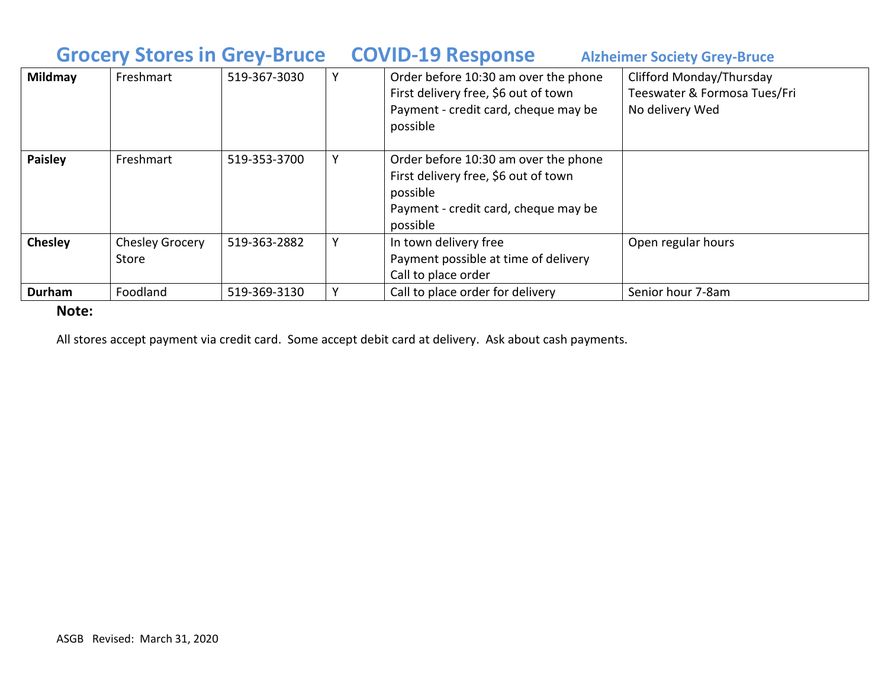# Grocery Stores in Grey-Bruce COVID-19 Response Alzheimer Society Grey-Bruce

| | | | | | |
|---|---|---|---|---|---|
| **Mildmay** | Freshmart | 519-367-3030 | Y | Order before 10:30 am over the phone<br>First delivery free, $6 out of town<br>Payment - credit card, cheque may be possible | Clifford Monday/Thursday<br>Teeswater & Formosa Tues/Fri<br>No delivery Wed |
| **Paisley** | Freshmart | 519-353-3700 | Y | Order before 10:30 am over the phone<br>First delivery free, $6 out of town possible<br>Payment - credit card, cheque may be possible | |
| **Chesley** | Chesley Grocery Store | 519-363-2882 | Y | In town delivery free<br>Payment possible at time of delivery<br>Call to place order | Open regular hours |
| **Durham** | Foodland | 519-369-3130 | Y | Call to place order for delivery | Senior hour 7-8am |

**Note:**

All stores accept payment via credit card. Some accept debit card at delivery. Ask about cash payments.

ASGB Revised: March 31, 2020